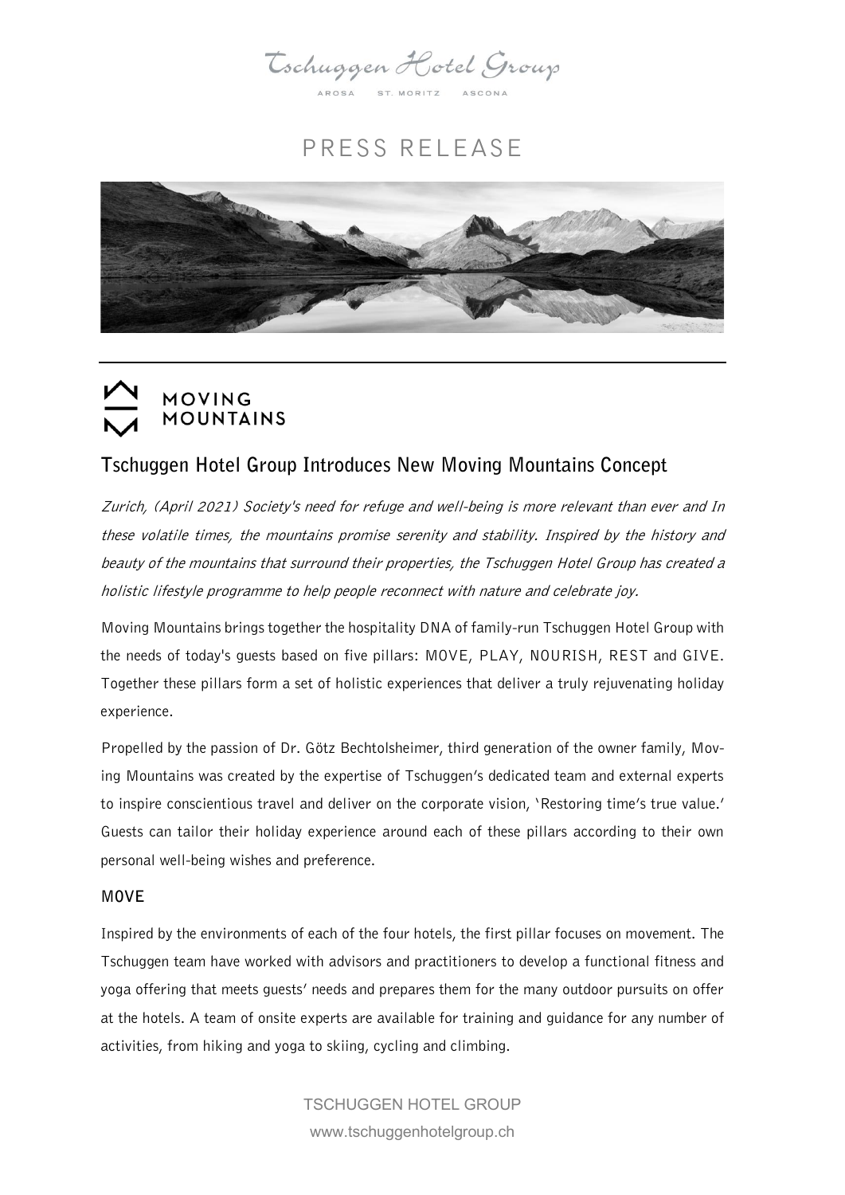Tschuggen Hotel Group

AROSA ST. MORITZ ASCONA

# PRESS RELEASE

MOVING MOUNTAINS

## Tschuggen Hotel Group Introduces New Moving Mountains Concept

*Zurich, (April 2021) Society's need for refuge and well-being is more relevant than ever and In these volatile times, the mountains promise serenity and stability. Inspired by the history and beauty of the mountains that surround their properties, the Tschuggen Hotel Group has created a holistic lifestyle programme to help people reconnect with nature and celebrate joy.*

Moving Mountains brings together the hospitality DNA of family-run Tschuggen Hotel Group with the needs of today's guests based on five pillars: MOVE, PLAY, NOURISH, REST and GIVE. Together these pillars form a set of holistic experiences that deliver a truly rejuvenating holiday experience.

Propelled by the passion of Dr. Götz Bechtolsheimer, third generation of the owner family, Moving Mountains was created by the expertise of Tschuggen's dedicated team and external experts to inspire conscientious travel and deliver on the corporate vision, 'Restoring time's true value.' Guests can tailor their holiday experience around each of these pillars according to their own personal well-being wishes and preference.

### MOVE

Inspired by the environments of each of the four hotels, the first pillar focuses on movement. The Tschuggen team have worked with advisors and practitioners to develop a functional fitness and yoga offering that meets guests' needs and prepares them for the many outdoor pursuits on offer at the hotels. A team of onsite experts are available for training and guidance for any number of activities, from hiking and yoga to skiing, cycling and climbing.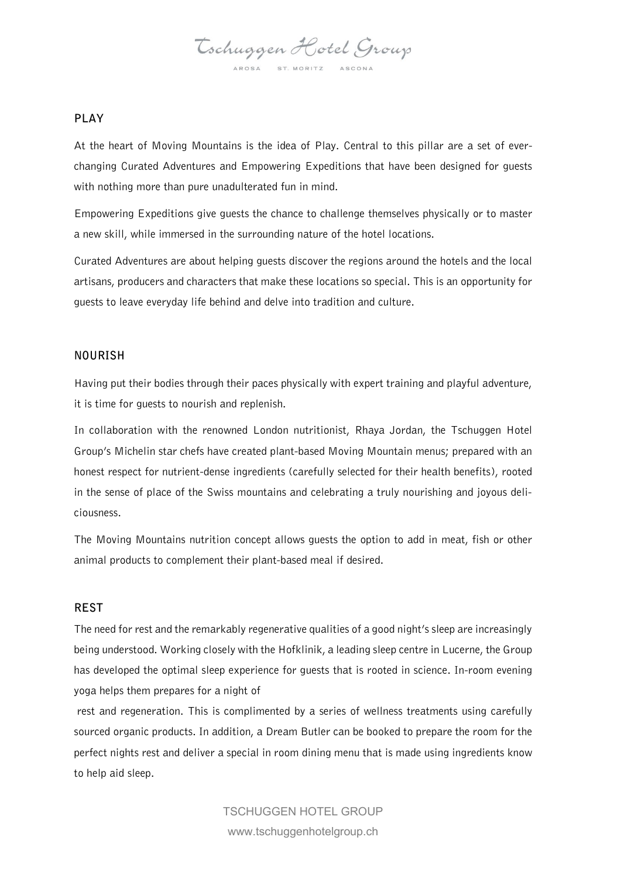## PLAY

At the heart of Moving Mountains is the idea of Play. Central to this pillar are a set of ever-changing Curated Adventures and Empowering Expeditions that have been designed for guests with nothing more than pure unadulterated fun in mind.

Empowering Expeditions give guests the chance to challenge themselves physically or to master a new skill, while immersed in the surrounding nature of the hotel locations.

Curated Adventures are about helping guests discover the regions around the hotels and the local artisans, producers and characters that make these locations so special. This is an opportunity for guests to leave everyday life behind and delve into tradition and culture.

## NOURISH

Having put their bodies through their paces physically with expert training and playful adventure, it is time for guests to nourish and replenish.

In collaboration with the renowned London nutritionist, Rhaya Jordan, the Tschuggen Hotel Group's Michelin star chefs have created plant-based Moving Mountain menus; prepared with an honest respect for nutrient-dense ingredients (carefully selected for their health benefits), rooted in the sense of place of the Swiss mountains and celebrating a truly nourishing and joyous deliciousness.

The Moving Mountains nutrition concept allows guests the option to add in meat, fish or other animal products to complement their plant-based meal if desired.

## REST

The need for rest and the remarkably regenerative qualities of a good night's sleep are increasingly being understood. Working closely with the Hofklinik, a leading sleep centre in Lucerne, the Group has developed the optimal sleep experience for guests that is rooted in science. In-room evening yoga helps them prepares for a night of rest and regeneration. This is complimented by a series of wellness treatments using carefully sourced organic products. In addition, a Dream Butler can be booked to prepare the room for the perfect nights rest and deliver a special in room dining menu that is made using ingredients know to help aid sleep.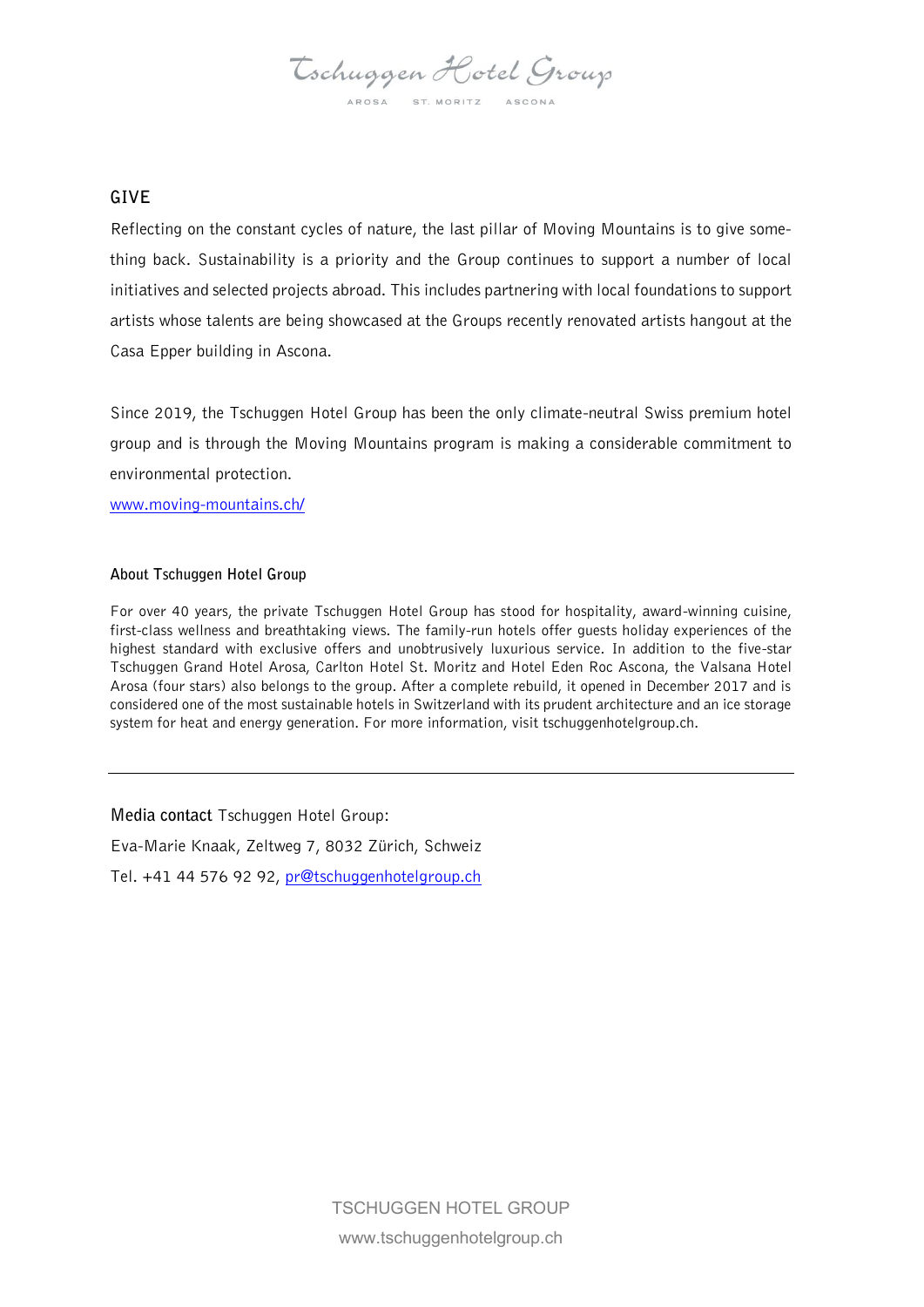## GIVE

Reflecting on the constant cycles of nature, the last pillar of Moving Mountains is to give something back. Sustainability is a priority and the Group continues to support a number of local initiatives and selected projects abroad. This includes partnering with local foundations to support artists whose talents are being showcased at the Groups recently renovated artists hangout at the Casa Epper building in Ascona.

Since 2019, the Tschuggen Hotel Group has been the only climate-neutral Swiss premium hotel group and is through the Moving Mountains program is making a considerable commitment to environmental protection.

www.moving-mountains.ch/

### About Tschuggen Hotel Group

For over 40 years, the private Tschuggen Hotel Group has stood for hospitality, award-winning cuisine, first-class wellness and breathtaking views. The family-run hotels offer guests holiday experiences of the highest standard with exclusive offers and unobtrusively luxurious service. In addition to the five-star Tschuggen Grand Hotel Arosa, Carlton Hotel St. Moritz and Hotel Eden Roc Ascona, the Valsana Hotel Arosa (four stars) also belongs to the group. After a complete rebuild, it opened in December 2017 and is considered one of the most sustainable hotels in Switzerland with its prudent architecture and an ice storage system for heat and energy generation. For more information, visit tschuggenhotelgroup.ch.

---

**Media contact** Tschuggen Hotel Group:

Eva-Marie Knaak, Zeltweg 7, 8032 Zürich, Schweiz

Tel. +41 44 576 92 92, pr@tschuggenhotelgroup.ch